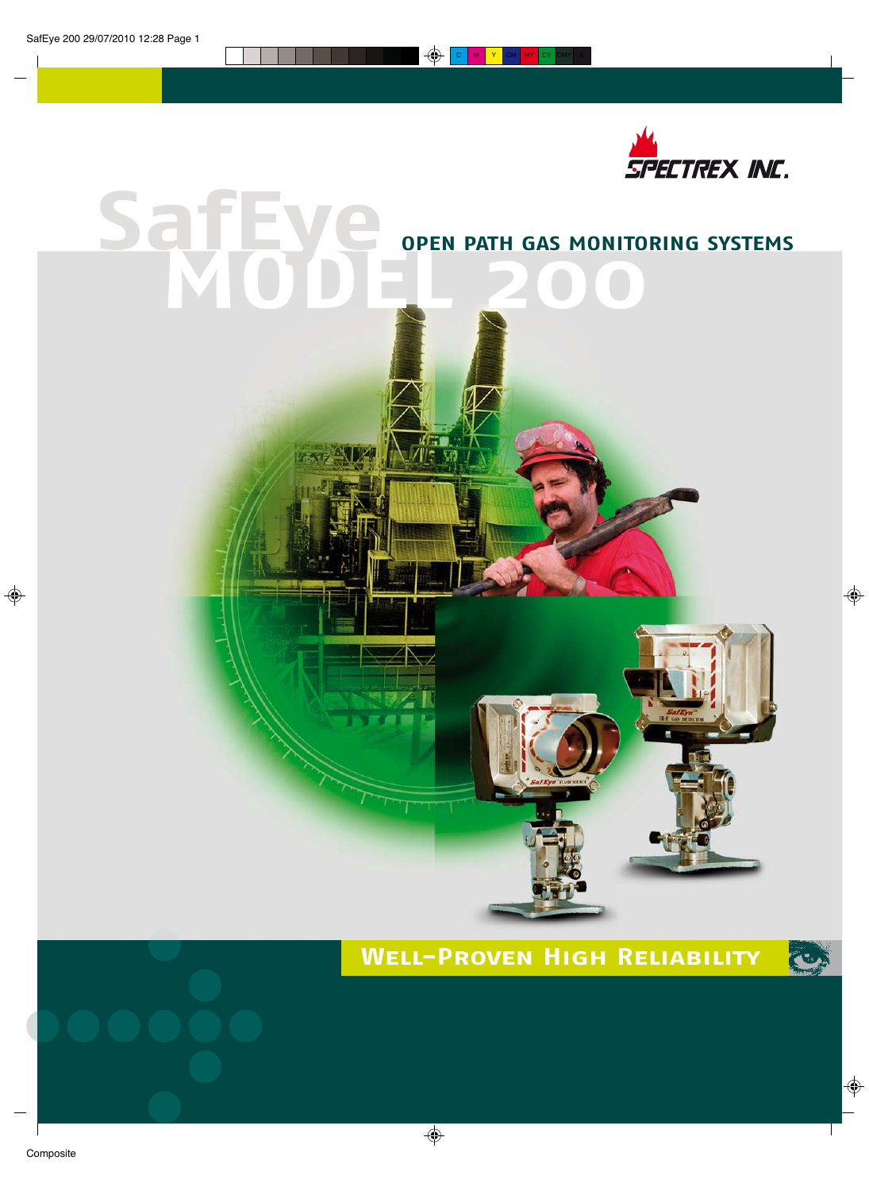SPECTREX INC.

# SafEye MODEL 200

## OPEN PATH GAS MONITORING SYSTEMS

## Well-Proven High Reliability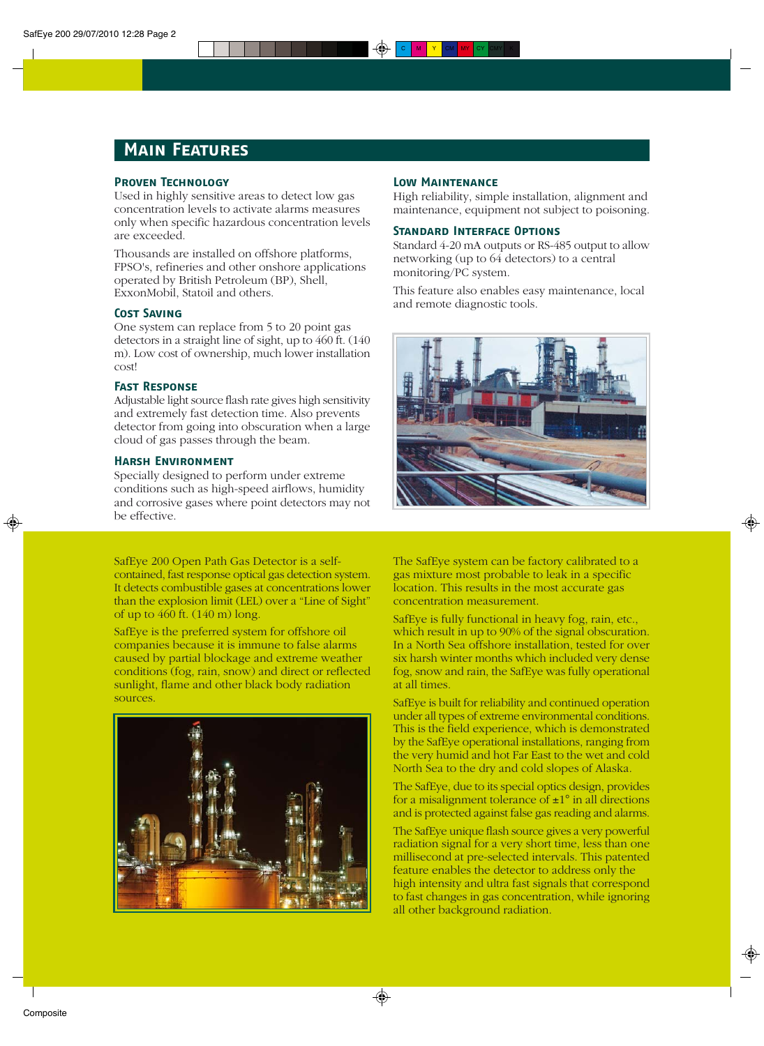## Main Features

### Proven Technology

Used in highly sensitive areas to detect low gas concentration levels to activate alarms measures only when specific hazardous concentration levels are exceeded.

Thousands are installed on offshore platforms, FPSO's, refineries and other onshore applications operated by British Petroleum (BP), Shell, ExxonMobil, Statoil and others.

### Cost Saving

One system can replace from 5 to 20 point gas detectors in a straight line of sight, up to 460 ft. (140 m). Low cost of ownership, much lower installation cost!

### Fast Response

Adjustable light source flash rate gives high sensitivity and extremely fast detection time. Also prevents detector from going into obscuration when a large cloud of gas passes through the beam.

### Harsh Environment

Specially designed to perform under extreme conditions such as high-speed airflows, humidity and corrosive gases where point detectors may not be effective.

### Low Maintenance

High reliability, simple installation, alignment and maintenance, equipment not subject to poisoning.

### Standard Interface Options

Standard 4-20 mA outputs or RS-485 output to allow networking (up to 64 detectors) to a central monitoring/PC system.

This feature also enables easy maintenance, local and remote diagnostic tools.

SafEye 200 Open Path Gas Detector is a self-contained, fast response optical gas detection system. It detects combustible gases at concentrations lower than the explosion limit (LEL) over a "Line of Sight" of up to 460 ft. (140 m) long.

SafEye is the preferred system for offshore oil companies because it is immune to false alarms caused by partial blockage and extreme weather conditions (fog, rain, snow) and direct or reflected sunlight, flame and other black body radiation sources.

The SafEye system can be factory calibrated to a gas mixture most probable to leak in a specific location. This results in the most accurate gas concentration measurement.

SafEye is fully functional in heavy fog, rain, etc., which result in up to 90% of the signal obscuration. In a North Sea offshore installation, tested for over six harsh winter months which included very dense fog, snow and rain, the SafEye was fully operational at all times.

SafEye is built for reliability and continued operation under all types of extreme environmental conditions. This is the field experience, which is demonstrated by the SafEye operational installations, ranging from the very humid and hot Far East to the wet and cold North Sea to the dry and cold slopes of Alaska.

The SafEye, due to its special optics design, provides for a misalignment tolerance of ±1° in all directions and is protected against false gas reading and alarms.

The SafEye unique flash source gives a very powerful radiation signal for a very short time, less than one millisecond at pre-selected intervals. This patented feature enables the detector to address only the high intensity and ultra fast signals that correspond to fast changes in gas concentration, while ignoring all other background radiation.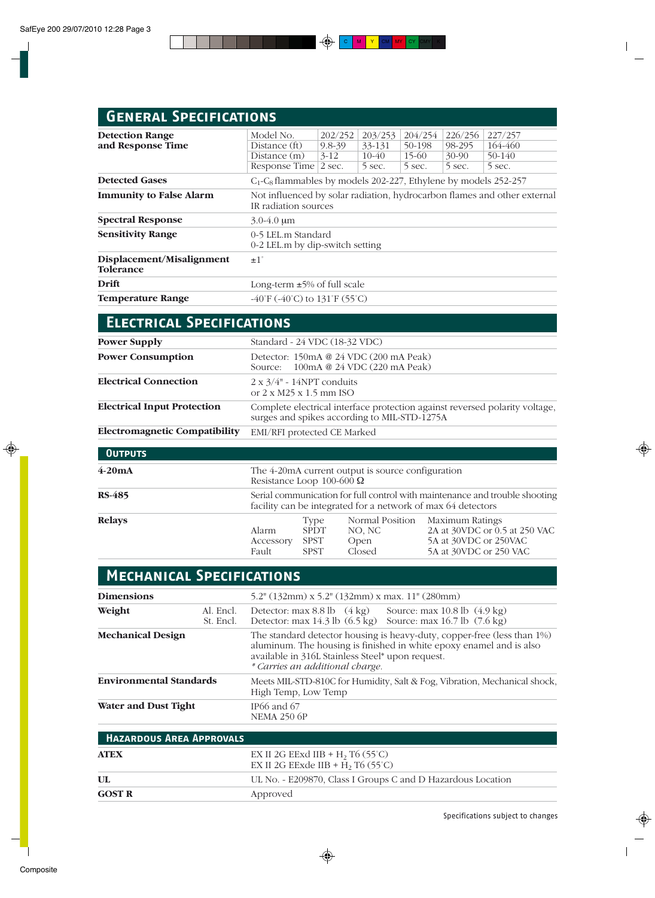## General Specifications

| | |
|---|---|
| **Detection Range and Response Time** | See table below |
| **Detected Gases** | $C_1$-$C_8$ flammables by models 202-227, Ethylene by models 252-257 |
| **Immunity to False Alarm** | Not influenced by solar radiation, hydrocarbon flames and other external IR radiation sources |
| **Spectral Response** | 3.0-4.0 µm |
| **Sensitivity Range** | 0-5 LEL.m Standard<br>0-2 LEL.m by dip-switch setting |
| **Displacement/Misalignment Tolerance** | ±1° |
| **Drift** | Long-term ±5% of full scale |
| **Temperature Range** | -40°F (-40°C) to 131°F (55°C) |

**Detection Range and Response Time**

| Model No. | 202/252 | 203/253 | 204/254 | 226/256 | 227/257 |
|---|---|---|---|---|---|
| Distance (ft) | 9.8-39 | 33-131 | 50-198 | 98-295 | 164-460 |
| Distance (m) | 3-12 | 10-40 | 15-60 | 30-90 | 50-140 |
| Response Time | 2 sec. | 5 sec. | 5 sec. | 5 sec. | 5 sec. |

## Electrical Specifications

| | |
|---|---|
| **Power Supply** | Standard - 24 VDC (18-32 VDC) |
| **Power Consumption** | Detector: 150mA @ 24 VDC (200 mA Peak)<br>Source: 100mA @ 24 VDC (220 mA Peak) |
| **Electrical Connection** | 2 x 3/4" - 14NPT conduits<br>or 2 x M25 x 1.5 mm ISO |
| **Electrical Input Protection** | Complete electrical interface protection against reversed polarity voltage, surges and spikes according to MIL-STD-1275A |
| **Electromagnetic Compatibility** | EMI/RFI protected CE Marked |

### Outputs

| | |
|---|---|
| **4-20mA** | The 4-20mA current output is source configuration<br>Resistance Loop 100-600 Ω |
| **RS-485** | Serial communication for full control with maintenance and trouble shooting facility can be integrated for a network of max 64 detectors |
| **Relays** | See table below |

**Relays**

| | Type | Normal Position | Maximum Ratings |
|---|---|---|---|
| Alarm | SPDT | NO, NC | 2A at 30VDC or 0.5 at 250 VAC |
| Accessory | SPST | Open | 5A at 30VDC or 250VAC |
| Fault | SPST | Closed | 5A at 30VDC or 250 VAC |

## Mechanical Specifications

| | | |
|---|---|---|
| **Dimensions** | | 5.2" (132mm) x 5.2" (132mm) x max. 11" (280mm) |
| **Weight** | Al. Encl. | Detector: max 8.8 lb (4 kg) Source: max 10.8 lb (4.9 kg) |
| | St. Encl. | Detector: max 14.3 lb (6.5 kg) Source: max 16.7 lb (7.6 kg) |
| **Mechanical Design** | | The standard detector housing is heavy-duty, copper-free (less than 1%) aluminum. The housing is finished in white epoxy enamel and is also available in 316L Stainless Steel* upon request.<br>*\* Carries an additional charge.* |
| **Environmental Standards** | | Meets MIL-STD-810C for Humidity, Salt & Fog, Vibration, Mechanical shock, High Temp, Low Temp |
| **Water and Dust Tight** | | IP66 and 67<br>NEMA 250 6P |

### Hazardous Area Approvals

| | |
|---|---|
| **ATEX** | EX II 2G EExd IIB + $H_2$ T6 (55°C)<br>EX II 2G EExde IIB + $H_2$ T6 (55°C) |
| **UL** | UL No. - E209870, Class I Groups C and D Hazardous Location |
| **GOST R** | Approved |

Specifications subject to changes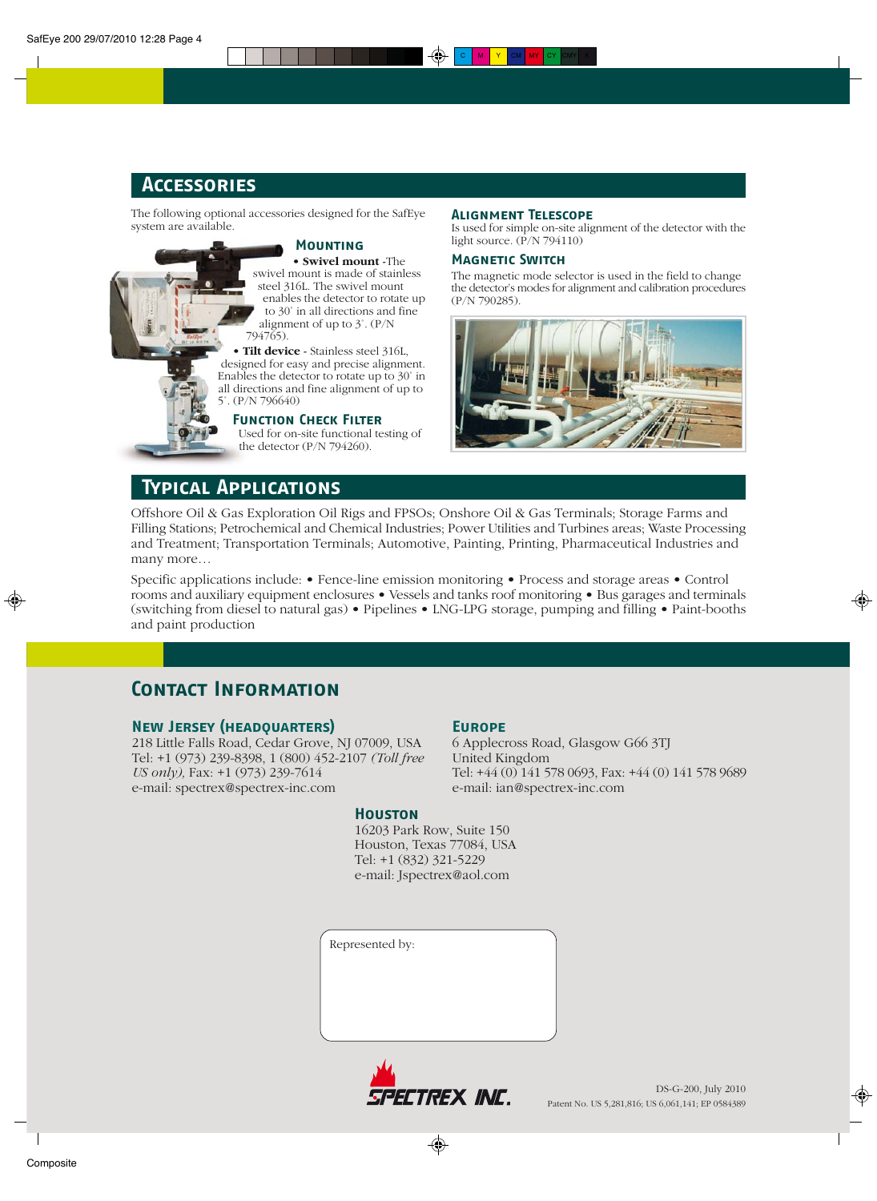## Accessories

The following optional accessories designed for the SafEye system are available.

### Mounting

- **Swivel mount** -The swivel mount is made of stainless steel 316L. The swivel mount enables the detector to rotate up to 30˚ in all directions and fine alignment of up to 3˚. (P/N 794765).
- **Tilt device** - Stainless steel 316L, designed for easy and precise alignment. Enables the detector to rotate up to 30˚ in all directions and fine alignment of up to 5˚. (P/N 796640)

### Function Check Filter

Used for on-site functional testing of the detector (P/N 794260).

### Alignment Telescope

Is used for simple on-site alignment of the detector with the light source. (P/N 794110)

### Magnetic Switch

The magnetic mode selector is used in the field to change the detector's modes for alignment and calibration procedures (P/N 790285).

## Typical Applications

Offshore Oil & Gas Exploration Oil Rigs and FPSOs; Onshore Oil & Gas Terminals; Storage Farms and Filling Stations; Petrochemical and Chemical Industries; Power Utilities and Turbines areas; Waste Processing and Treatment; Transportation Terminals; Automotive, Painting, Printing, Pharmaceutical Industries and many more…

Specific applications include: • Fence-line emission monitoring • Process and storage areas • Control rooms and auxiliary equipment enclosures • Vessels and tanks roof monitoring • Bus garages and terminals (switching from diesel to natural gas) • Pipelines • LNG-LPG storage, pumping and filling • Paint-booths and paint production

## Contact Information

### New Jersey (Headquarters)

218 Little Falls Road, Cedar Grove, NJ 07009, USA
Tel: +1 (973) 239-8398, 1 (800) 452-2107 *(Toll free US only),* Fax: +1 (973) 239-7614
e-mail: spectrex@spectrex-inc.com

### Europe

6 Applecross Road, Glasgow G66 3TJ
United Kingdom
Tel: +44 (0) 141 578 0693, Fax: +44 (0) 141 578 9689
e-mail: ian@spectrex-inc.com

### Houston

16203 Park Row, Suite 150
Houston, Texas 77084, USA
Tel: +1 (832) 321-5229
e-mail: Jspectrex@aol.com

Represented by:

SPECTREX INC.

DS-G-200, July 2010

Patent No. US 5,281,816; US 6,061,141; EP 0584389